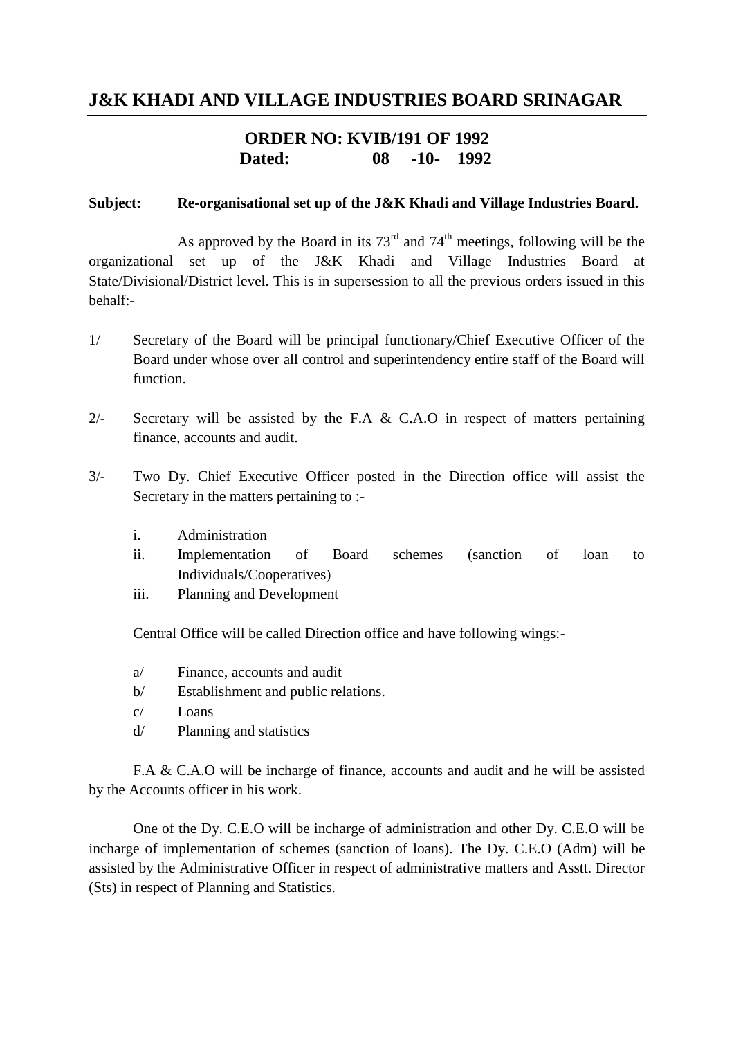# J&K KHADI AND VILLAGE INDUSTRIES BOARD SRINAGAR

**ORDER NO: KVIB/191 OF 1992**
**Dated: 08 -10- 1992**

**Subject: Re-organisational set up of the J&K Khadi and Village Industries Board.**

As approved by the Board in its 73rd and 74th meetings, following will be the organizational set up of the J&K Khadi and Village Industries Board at State/Divisional/District level. This is in supersession to all the previous orders issued in this behalf:-

1/ Secretary of the Board will be principal functionary/Chief Executive Officer of the Board under whose over all control and superintendency entire staff of the Board will function.

2/- Secretary will be assisted by the F.A & C.A.O in respect of matters pertaining finance, accounts and audit.

3/- Two Dy. Chief Executive Officer posted in the Direction office will assist the Secretary in the matters pertaining to :-

- i. Administration
- ii. Implementation of Board schemes (sanction of loan to Individuals/Cooperatives)
- iii. Planning and Development

Central Office will be called Direction office and have following wings:-

- a/ Finance, accounts and audit
- b/ Establishment and public relations.
- c/ Loans
- d/ Planning and statistics

F.A & C.A.O will be incharge of finance, accounts and audit and he will be assisted by the Accounts officer in his work.

One of the Dy. C.E.O will be incharge of administration and other Dy. C.E.O will be incharge of implementation of schemes (sanction of loans). The Dy. C.E.O (Adm) will be assisted by the Administrative Officer in respect of administrative matters and Asstt. Director (Sts) in respect of Planning and Statistics.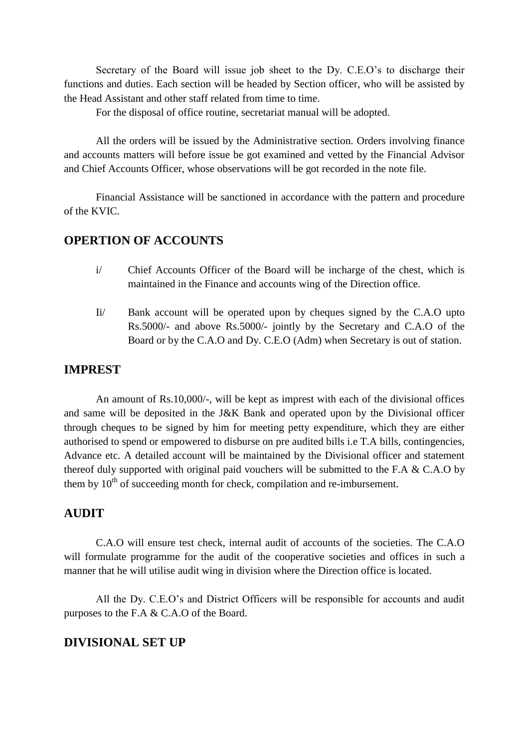Secretary of the Board will issue job sheet to the Dy. C.E.O's to discharge their functions and duties. Each section will be headed by Section officer, who will be assisted by the Head Assistant and other staff related from time to time.

For the disposal of office routine, secretariat manual will be adopted.

All the orders will be issued by the Administrative section. Orders involving finance and accounts matters will before issue be got examined and vetted by the Financial Advisor and Chief Accounts Officer, whose observations will be got recorded in the note file.

Financial Assistance will be sanctioned in accordance with the pattern and procedure of the KVIC.

## OPERTION OF ACCOUNTS

i/ Chief Accounts Officer of the Board will be incharge of the chest, which is maintained in the Finance and accounts wing of the Direction office.

Ii/ Bank account will be operated upon by cheques signed by the C.A.O upto Rs.5000/- and above Rs.5000/- jointly by the Secretary and C.A.O of the Board or by the C.A.O and Dy. C.E.O (Adm) when Secretary is out of station.

## IMPREST

An amount of Rs.10,000/-, will be kept as imprest with each of the divisional offices and same will be deposited in the J&K Bank and operated upon by the Divisional officer through cheques to be signed by him for meeting petty expenditure, which they are either authorised to spend or empowered to disburse on pre audited bills i.e T.A bills, contingencies, Advance etc. A detailed account will be maintained by the Divisional officer and statement thereof duly supported with original paid vouchers will be submitted to the F.A & C.A.O by them by 10th of succeeding month for check, compilation and re-imbursement.

## AUDIT

C.A.O will ensure test check, internal audit of accounts of the societies. The C.A.O will formulate programme for the audit of the cooperative societies and offices in such a manner that he will utilise audit wing in division where the Direction office is located.

All the Dy. C.E.O's and District Officers will be responsible for accounts and audit purposes to the F.A & C.A.O of the Board.

## DIVISIONAL SET UP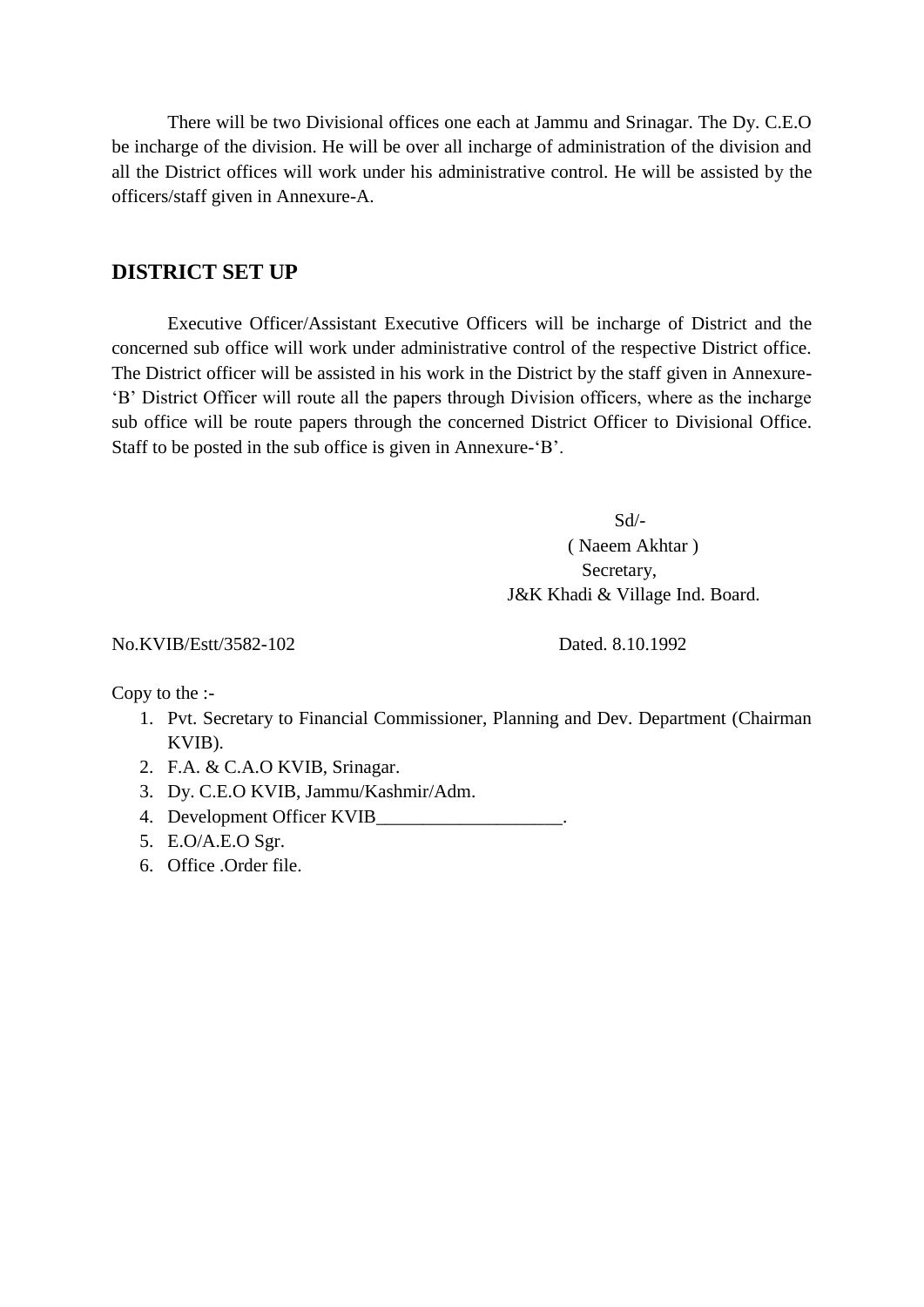There will be two Divisional offices one each at Jammu and Srinagar. The Dy. C.E.O be incharge of the division. He will be over all incharge of administration of the division and all the District offices will work under his administrative control. He will be assisted by the officers/staff given in Annexure-A.

## DISTRICT SET UP

Executive Officer/Assistant Executive Officers will be incharge of District and the concerned sub office will work under administrative control of the respective District office. The District officer will be assisted in his work in the District by the staff given in Annexure-'B' District Officer will route all the papers through Division officers, where as the incharge sub office will be route papers through the concerned District Officer to Divisional Office. Staff to be posted in the sub office is given in Annexure-'B'.

Sd/-
( Naeem Akhtar )
Secretary,
J&K Khadi & Village Ind. Board.

No.KVIB/Estt/3582-102 Dated. 8.10.1992

Copy to the :-

1. Pvt. Secretary to Financial Commissioner, Planning and Dev. Department (Chairman KVIB).
2. F.A. & C.A.O KVIB, Srinagar.
3. Dy. C.E.O KVIB, Jammu/Kashmir/Adm.
4. Development Officer KVIB____________________.
5. E.O/A.E.O Sgr.
6. Office .Order file.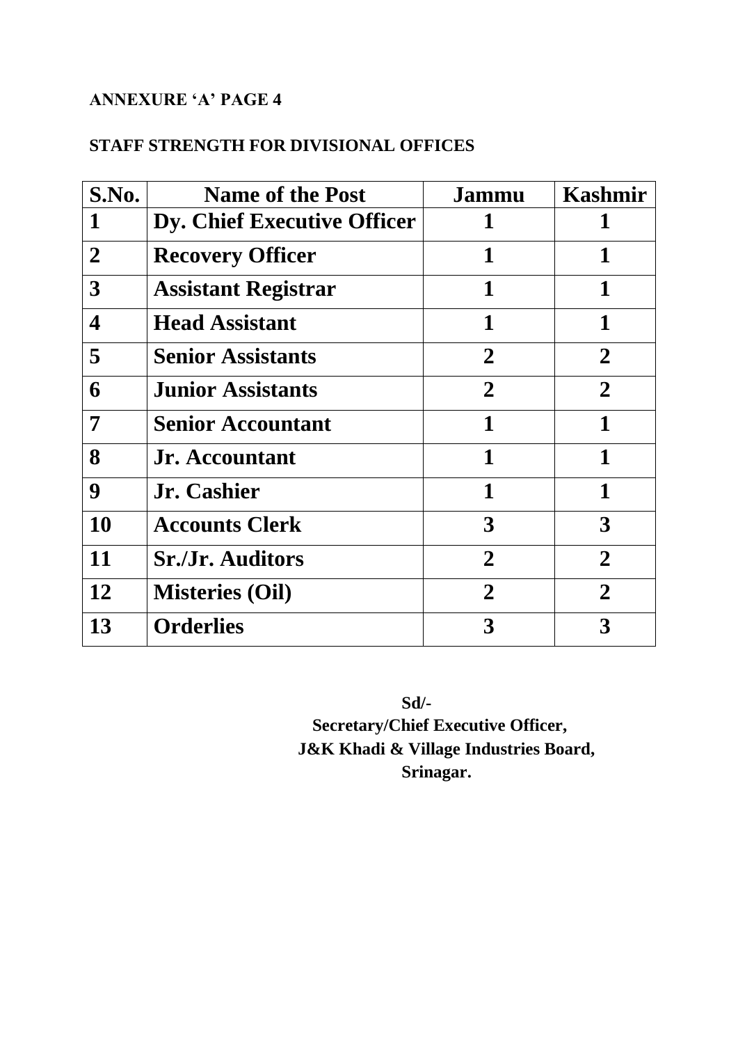**ANNEXURE 'A' PAGE 4**

**STAFF STRENGTH FOR DIVISIONAL OFFICES**

| S.No. | Name of the Post | Jammu | Kashmir |
|---|---|---|---|
| 1 | Dy. Chief Executive Officer | 1 | 1 |
| 2 | Recovery Officer | 1 | 1 |
| 3 | Assistant Registrar | 1 | 1 |
| 4 | Head Assistant | 1 | 1 |
| 5 | Senior Assistants | 2 | 2 |
| 6 | Junior Assistants | 2 | 2 |
| 7 | Senior Accountant | 1 | 1 |
| 8 | Jr. Accountant | 1 | 1 |
| 9 | Jr. Cashier | 1 | 1 |
| 10 | Accounts Clerk | 3 | 3 |
| 11 | Sr./Jr. Auditors | 2 | 2 |
| 12 | Misteries (Oil) | 2 | 2 |
| 13 | Orderlies | 3 | 3 |

**Sd/-**
**Secretary/Chief Executive Officer,**
**J&K Khadi & Village Industries Board,**
**Srinagar.**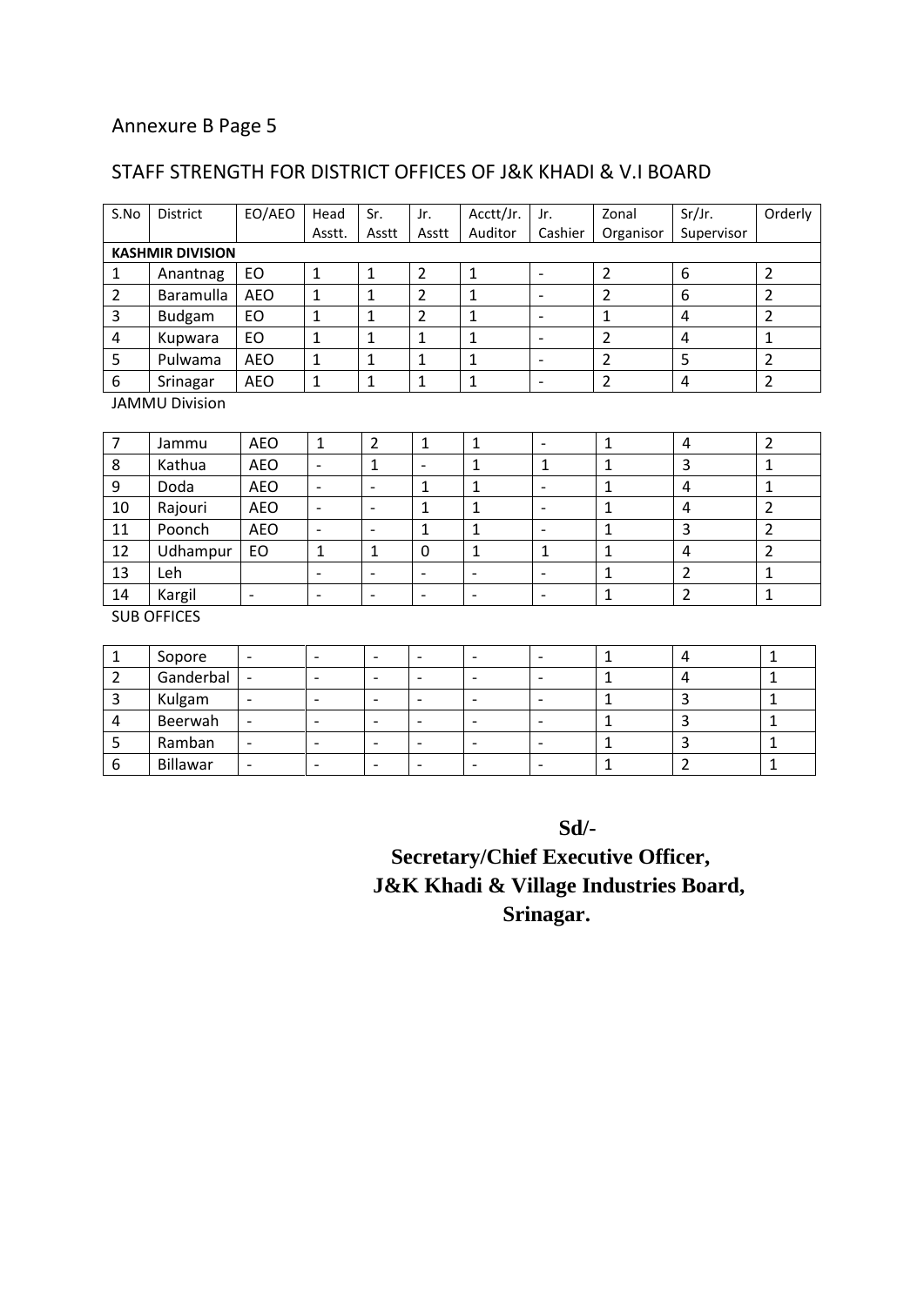Annexure B Page 5

## STAFF STRENGTH FOR DISTRICT OFFICES OF J&K KHADI & V.I BOARD

| S.No | District | EO/AEO | Head Asstt. | Sr. Asstt | Jr. Asstt | Acctt/Jr. Auditor | Jr. Cashier | Zonal Organisor | Sr/Jr. Supervisor | Orderly |
|---|---|---|---|---|---|---|---|---|---|---|
| **KASHMIR DIVISION** | | | | | | | | | | |
| 1 | Anantnag | EO | 1 | 1 | 2 | 1 | - | 2 | 6 | 2 |
| 2 | Baramulla | AEO | 1 | 1 | 2 | 1 | - | 2 | 6 | 2 |
| 3 | Budgam | EO | 1 | 1 | 2 | 1 | - | 1 | 4 | 2 |
| 4 | Kupwara | EO | 1 | 1 | 1 | 1 | - | 2 | 4 | 1 |
| 5 | Pulwama | AEO | 1 | 1 | 1 | 1 | - | 2 | 5 | 2 |
| 6 | Srinagar | AEO | 1 | 1 | 1 | 1 | - | 2 | 4 | 2 |
| JAMMU Division | | | | | | | | | | |
| 7 | Jammu | AEO | 1 | 2 | 1 | 1 | - | 1 | 4 | 2 |
| 8 | Kathua | AEO | - | 1 | - | 1 | 1 | 1 | 3 | 1 |
| 9 | Doda | AEO | - | - | 1 | 1 | - | 1 | 4 | 1 |
| 10 | Rajouri | AEO | - | - | 1 | 1 | - | 1 | 4 | 2 |
| 11 | Poonch | AEO | - | - | 1 | 1 | - | 1 | 3 | 2 |
| 12 | Udhampur | EO | 1 | 1 | 0 | 1 | 1 | 1 | 4 | 2 |
| 13 | Leh | | - | - | - | - | - | 1 | 2 | 1 |
| 14 | Kargil | - | - | - | - | - | - | 1 | 2 | 1 |
| SUB OFFICES | | | | | | | | | | |
| 1 | Sopore | - | - | - | - | - | - | 1 | 4 | 1 |
| 2 | Ganderbal | - | - | - | - | - | - | 1 | 4 | 1 |
| 3 | Kulgam | - | - | - | - | - | - | 1 | 3 | 1 |
| 4 | Beerwah | - | - | - | - | - | - | 1 | 3 | 1 |
| 5 | Ramban | - | - | - | - | - | - | 1 | 3 | 1 |
| 6 | Billawar | - | - | - | - | - | - | 1 | 2 | 1 |

**Sd/-**
**Secretary/Chief Executive Officer,**
**J&K Khadi & Village Industries Board,**
**Srinagar.**